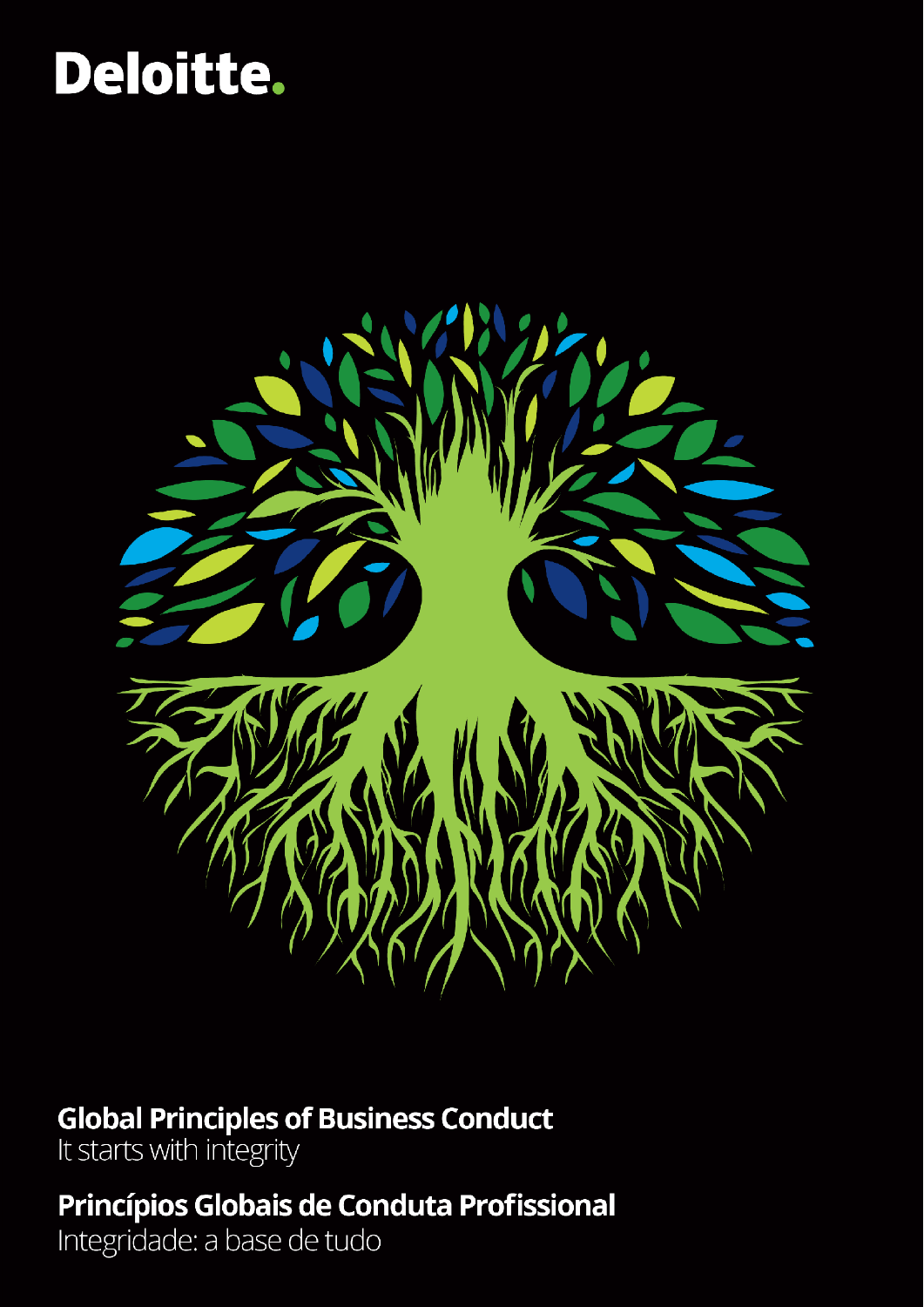Deloitte.

# Global Principles of Business Conduct

It starts with integrity

# Princípios Globais de Conduta Profissional

Integridade: a base de tudo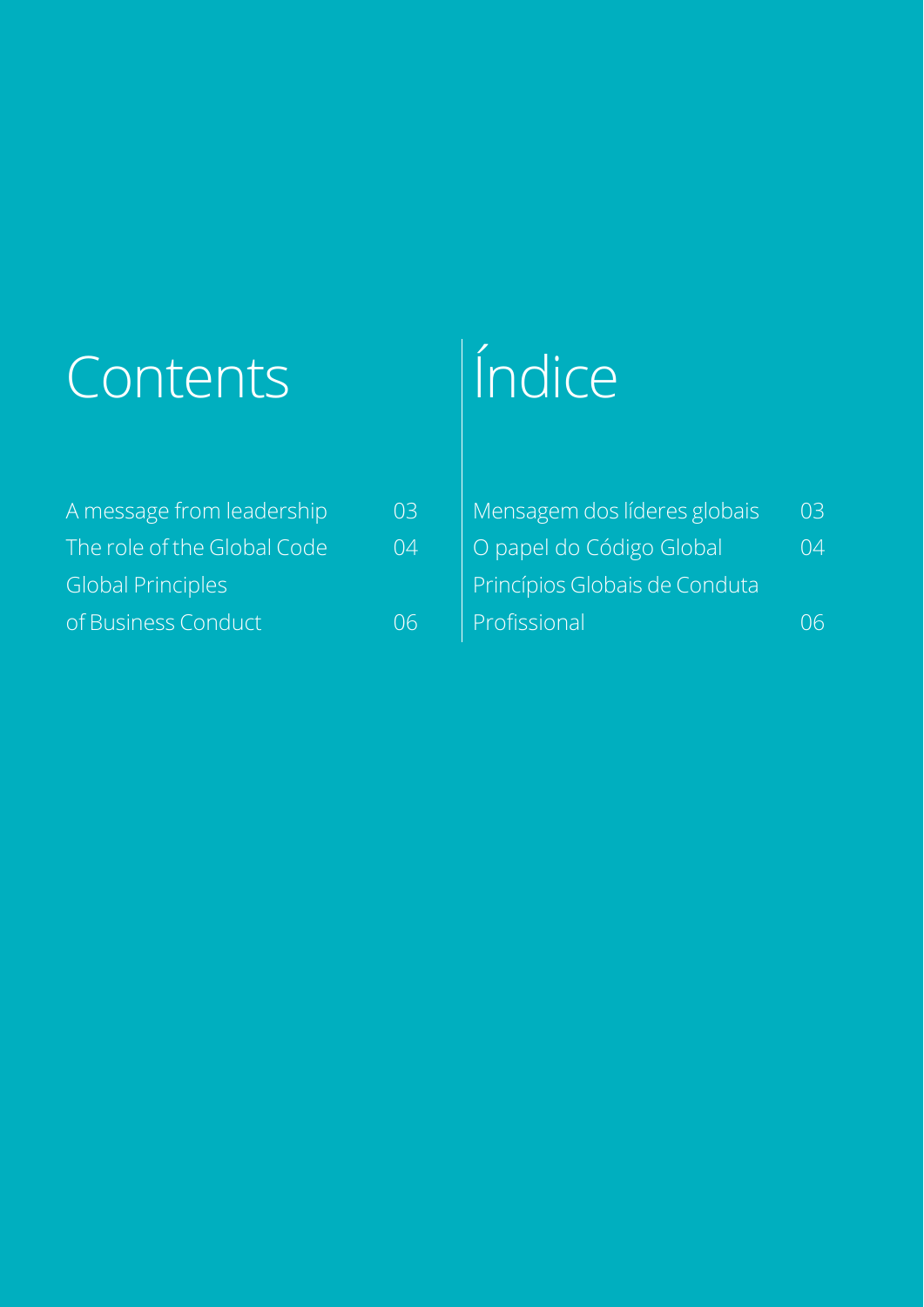# Contents

| | |
|---|---|
| A message from leadership | 03 |
| The role of the Global Code | 04 |
| Global Principles of Business Conduct | 06 |

# Índice

| | |
|---|---|
| Mensagem dos líderes globais | 03 |
| O papel do Código Global | 04 |
| Princípios Globais de Conduta Profissional | 06 |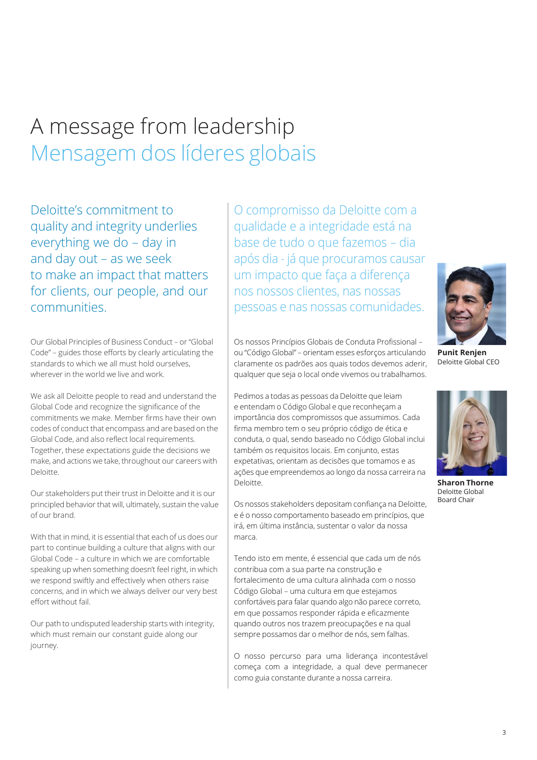# A message from leadership
# Mensagem dos líderes globais

## Deloitte's commitment to quality and integrity underlies everything we do – day in and day out – as we seek to make an impact that matters for clients, our people, and our communities.

Our Global Principles of Business Conduct – or "Global Code" – guides those efforts by clearly articulating the standards to which we all must hold ourselves, wherever in the world we live and work.

We ask all Deloitte people to read and understand the Global Code and recognize the significance of the commitments we make. Member firms have their own codes of conduct that encompass and are based on the Global Code, and also reflect local requirements. Together, these expectations guide the decisions we make, and actions we take, throughout our careers with Deloitte.

Our stakeholders put their trust in Deloitte and it is our principled behavior that will, ultimately, sustain the value of our brand.

With that in mind, it is essential that each of us does our part to continue building a culture that aligns with our Global Code – a culture in which we are comfortable speaking up when something doesn't feel right, in which we respond swiftly and effectively when others raise concerns, and in which we always deliver our very best effort without fail.

Our path to undisputed leadership starts with integrity, which must remain our constant guide along our journey.

## O compromisso da Deloitte com a qualidade e a integridade está na base de tudo o que fazemos – dia após dia - já que procuramos causar um impacto que faça a diferença nos nossos clientes, nas nossas pessoas e nas nossas comunidades.

Os nossos Princípios Globais de Conduta Profissional – ou "Código Global" – orientam esses esforços articulando claramente os padrões aos quais todos devemos aderir, qualquer que seja o local onde vivemos ou trabalhamos.

Pedimos a todas as pessoas da Deloitte que leiam e entendam o Código Global e que reconheçam a importância dos compromissos que assumimos. Cada firma membro tem o seu próprio código de ética e conduta, o qual, sendo baseado no Código Global inclui também os requisitos locais. Em conjunto, estas expetativas, orientam as decisões que tomamos e as ações que empreendemos ao longo da nossa carreira na Deloitte.

Os nossos stakeholders depositam confiança na Deloitte, e é o nosso comportamento baseado em princípios, que irá, em última instância, sustentar o valor da nossa marca.

Tendo isto em mente, é essencial que cada um de nós contribua com a sua parte na construção e fortalecimento de uma cultura alinhada com o nosso Código Global – uma cultura em que estejamos confortáveis para falar quando algo não parece correto, em que possamos responder rápida e eficazmente quando outros nos trazem preocupações e na qual sempre possamos dar o melhor de nós, sem falhas.

O nosso percurso para uma liderança incontestável começa com a integridade, a qual deve permanecer como guia constante durante a nossa carreira.

**Punit Renjen**
Deloitte Global CEO

**Sharon Thorne**
Deloitte Global Board Chair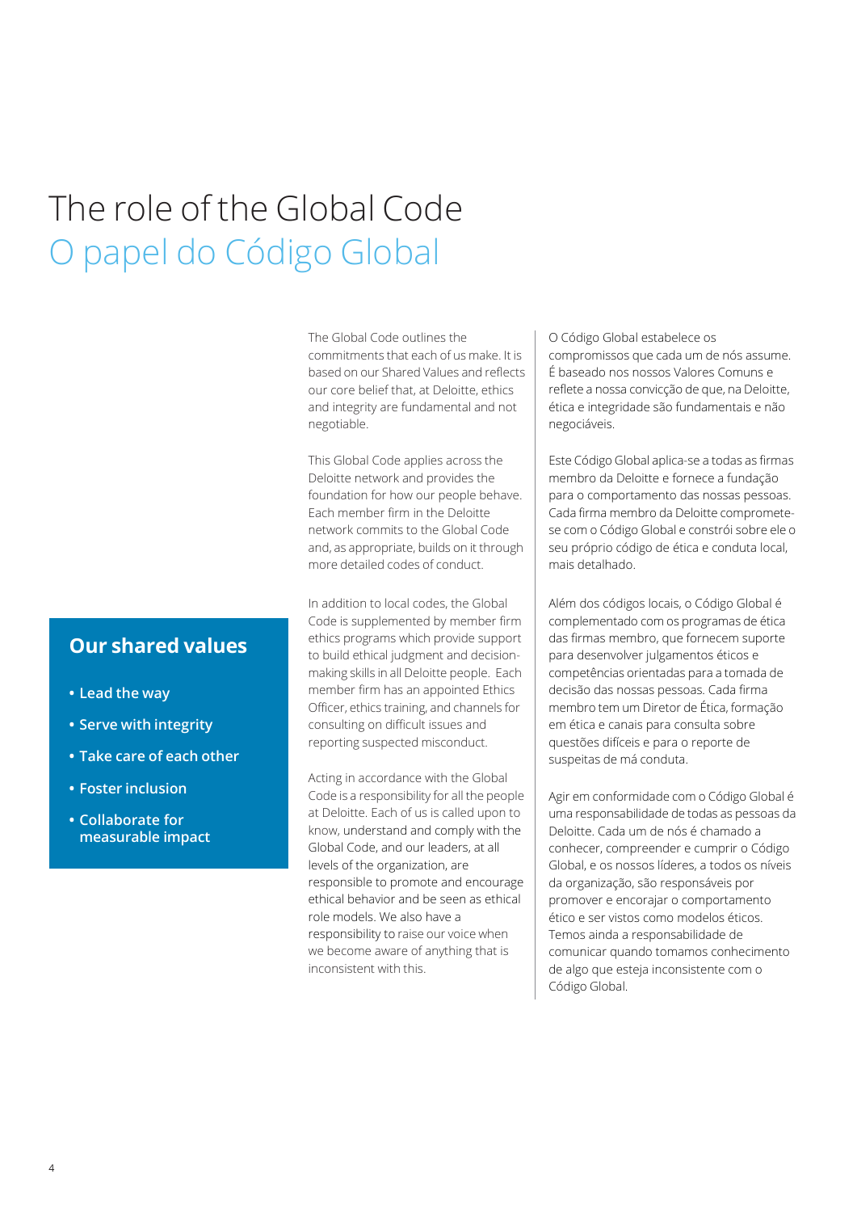# The role of the Global Code
# O papel do Código Global

The Global Code outlines the commitments that each of us make. It is based on our Shared Values and reflects our core belief that, at Deloitte, ethics and integrity are fundamental and not negotiable.

This Global Code applies across the Deloitte network and provides the foundation for how our people behave. Each member firm in the Deloitte network commits to the Global Code and, as appropriate, builds on it through more detailed codes of conduct.

In addition to local codes, the Global Code is supplemented by member firm ethics programs which provide support to build ethical judgment and decision-making skills in all Deloitte people. Each member firm has an appointed Ethics Officer, ethics training, and channels for consulting on difficult issues and reporting suspected misconduct.

Acting in accordance with the Global Code is a responsibility for all the people at Deloitte. Each of us is called upon to know, understand and comply with the Global Code, and our leaders, at all levels of the organization, are responsible to promote and encourage ethical behavior and be seen as ethical role models. We also have a responsibility to raise our voice when we become aware of anything that is inconsistent with this.

O Código Global estabelece os compromissos que cada um de nós assume. É baseado nos nossos Valores Comuns e reflete a nossa convicção de que, na Deloitte, ética e integridade são fundamentais e não negociáveis.

Este Código Global aplica-se a todas as firmas membro da Deloitte e fornece a fundação para o comportamento das nossas pessoas. Cada firma membro da Deloitte compromete-se com o Código Global e constrói sobre ele o seu próprio código de ética e conduta local, mais detalhado.

Além dos códigos locais, o Código Global é complementado com os programas de ética das firmas membro, que fornecem suporte para desenvolver julgamentos éticos e competências orientadas para a tomada de decisão das nossas pessoas. Cada firma membro tem um Diretor de Ética, formação em ética e canais para consulta sobre questões difíceis e para o reporte de suspeitas de má conduta.

Agir em conformidade com o Código Global é uma responsabilidade de todas as pessoas da Deloitte. Cada um de nós é chamado a conhecer, compreender e cumprir o Código Global, e os nossos líderes, a todos os níveis da organização, são responsáveis por promover e encorajar o comportamento ético e ser vistos como modelos éticos. Temos ainda a responsabilidade de comunicar quando tomamos conhecimento de algo que esteja inconsistente com o Código Global.

## Our shared values

- Lead the way
- Serve with integrity
- Take care of each other
- Foster inclusion
- Collaborate for measurable impact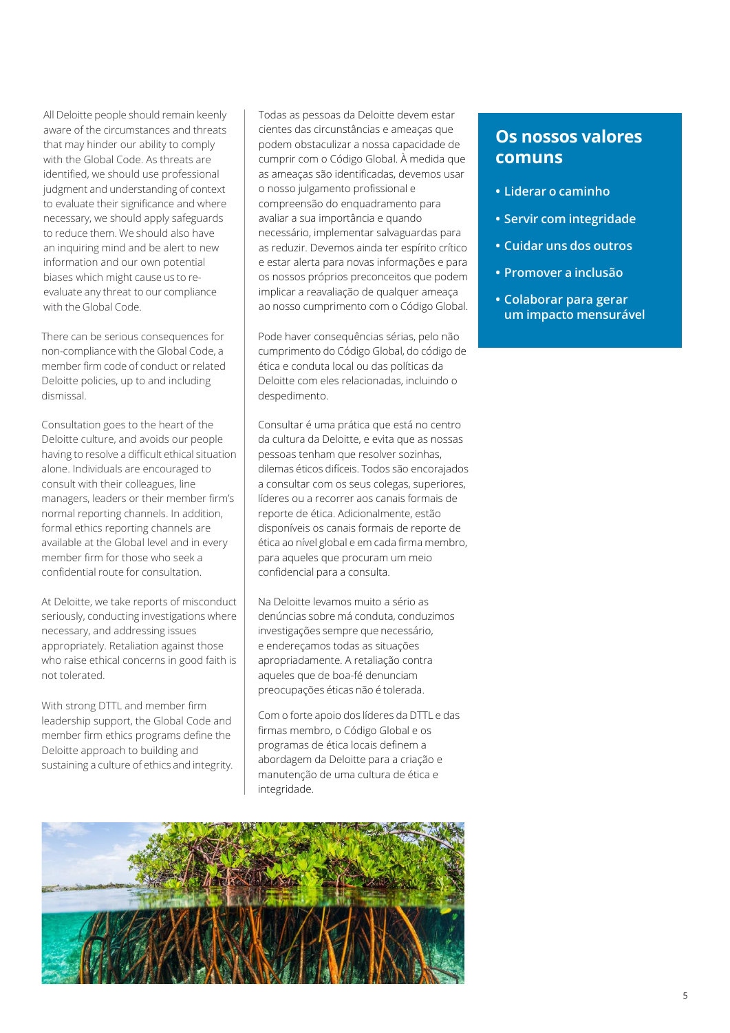All Deloitte people should remain keenly aware of the circumstances and threats that may hinder our ability to comply with the Global Code. As threats are identified, we should use professional judgment and understanding of context to evaluate their significance and where necessary, we should apply safeguards to reduce them. We should also have an inquiring mind and be alert to new information and our own potential biases which might cause us to re-evaluate any threat to our compliance with the Global Code.

There can be serious consequences for non-compliance with the Global Code, a member firm code of conduct or related Deloitte policies, up to and including dismissal.

Consultation goes to the heart of the Deloitte culture, and avoids our people having to resolve a difficult ethical situation alone. Individuals are encouraged to consult with their colleagues, line managers, leaders or their member firm's normal reporting channels. In addition, formal ethics reporting channels are available at the Global level and in every member firm for those who seek a confidential route for consultation.

At Deloitte, we take reports of misconduct seriously, conducting investigations where necessary, and addressing issues appropriately. Retaliation against those who raise ethical concerns in good faith is not tolerated.

With strong DTTL and member firm leadership support, the Global Code and member firm ethics programs define the Deloitte approach to building and sustaining a culture of ethics and integrity.

Todas as pessoas da Deloitte devem estar cientes das circunstâncias e ameaças que podem obstaculizar a nossa capacidade de cumprir com o Código Global. À medida que as ameaças são identificadas, devemos usar o nosso julgamento profissional e compreensão do enquadramento para avaliar a sua importância e quando necessário, implementar salvaguardas para as reduzir. Devemos ainda ter espírito crítico e estar alerta para novas informações e para os nossos próprios preconceitos que podem implicar a reavaliação de qualquer ameaça ao nosso cumprimento com o Código Global.

Pode haver consequências sérias, pelo não cumprimento do Código Global, do código de ética e conduta local ou das políticas da Deloitte com eles relacionadas, incluindo o despedimento.

Consultar é uma prática que está no centro da cultura da Deloitte, e evita que as nossas pessoas tenham que resolver sozinhas, dilemas éticos difíceis. Todos são encorajados a consultar com os seus colegas, superiores, líderes ou a recorrer aos canais formais de reporte de ética. Adicionalmente, estão disponíveis os canais formais de reporte de ética ao nível global e em cada firma membro, para aqueles que procuram um meio confidencial para a consulta.

Na Deloitte levamos muito a sério as denúncias sobre má conduta, conduzimos investigações sempre que necessário, e endereçamos todas as situações apropriadamente. A retaliação contra aqueles que de boa-fé denunciam preocupações éticas não é tolerada.

Com o forte apoio dos líderes da DTTL e das firmas membro, o Código Global e os programas de ética locais definem a abordagem da Deloitte para a criação e manutenção de uma cultura de ética e integridade.

## Os nossos valores comuns

- **Liderar o caminho**
- **Servir com integridade**
- **Cuidar uns dos outros**
- **Promover a inclusão**
- **Colaborar para gerar um impacto mensurável**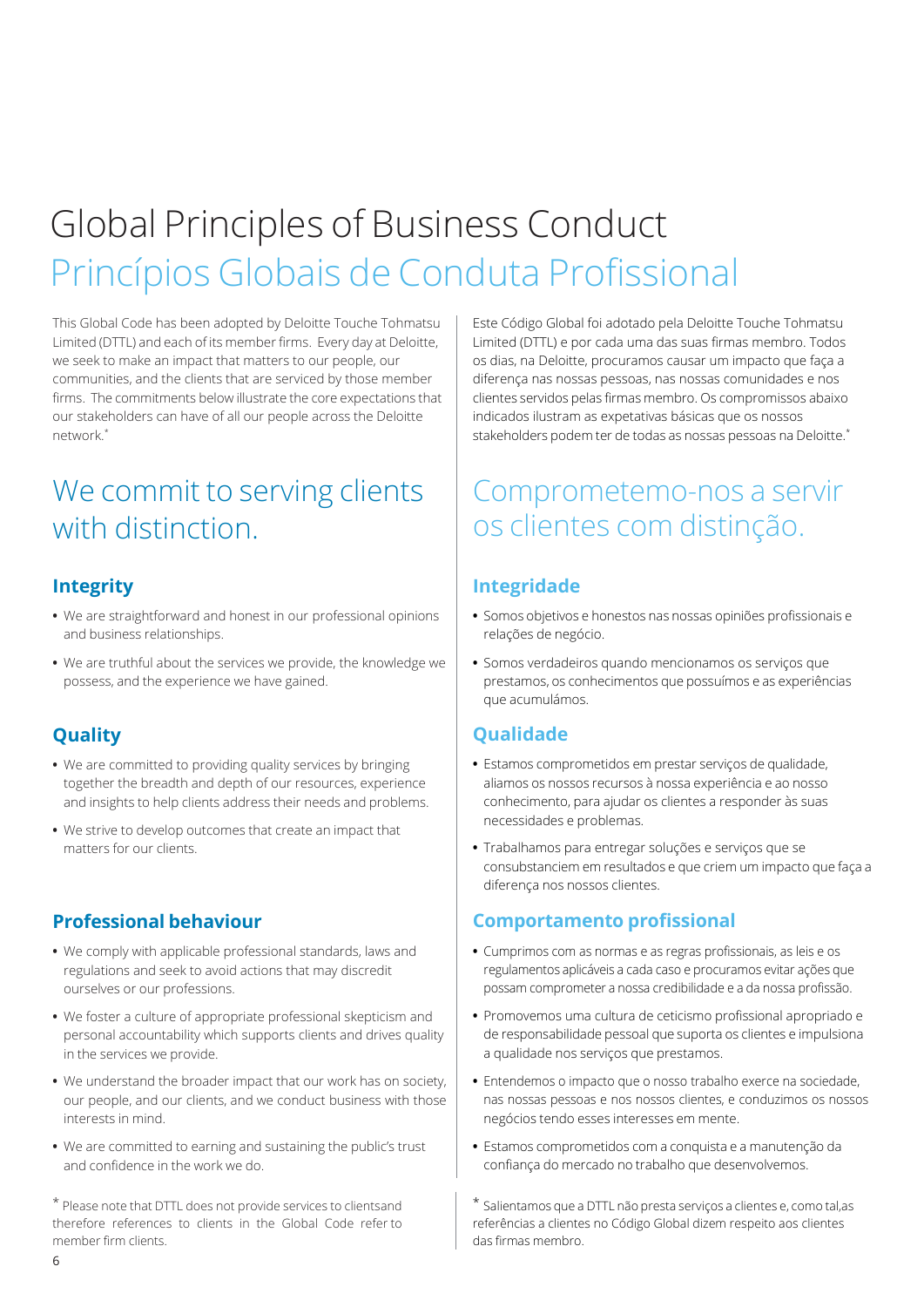# Global Principles of Business Conduct

This Global Code has been adopted by Deloitte Touche Tohmatsu Limited (DTTL) and each of its member firms. Every day at Deloitte, we seek to make an impact that matters to our people, our communities, and the clients that are serviced by those member firms. The commitments below illustrate the core expectations that our stakeholders can have of all our people across the Deloitte network.*

## We commit to serving clients with distinction.

### Integrity

- We are straightforward and honest in our professional opinions and business relationships.
- We are truthful about the services we provide, the knowledge we possess, and the experience we have gained.

### Quality

- We are committed to providing quality services by bringing together the breadth and depth of our resources, experience and insights to help clients address their needs and problems.
- We strive to develop outcomes that create an impact that matters for our clients.

### Professional behaviour

- We comply with applicable professional standards, laws and regulations and seek to avoid actions that may discredit ourselves or our professions.
- We foster a culture of appropriate professional skepticism and personal accountability which supports clients and drives quality in the services we provide.
- We understand the broader impact that our work has on society, our people, and our clients, and we conduct business with those interests in mind.
- We are committed to earning and sustaining the public's trust and confidence in the work we do.

* Please note that DTTL does not provide services to clientsand therefore references to clients in the Global Code refer to member firm clients.

# Princípios Globais de Conduta Profissional

Este Código Global foi adotado pela Deloitte Touche Tohmatsu Limited (DTTL) e por cada uma das suas firmas membro. Todos os dias, na Deloitte, procuramos causar um impacto que faça a diferença nas nossas pessoas, nas nossas comunidades e nos clientes servidos pelas firmas membro. Os compromissos abaixo indicados ilustram as expetativas básicas que os nossos stakeholders podem ter de todas as nossas pessoas na Deloitte.*

## Comprometemo-nos a servir os clientes com distinção.

### Integridade

- Somos objetivos e honestos nas nossas opiniões profissionais e relações de negócio.
- Somos verdadeiros quando mencionamos os serviços que prestamos, os conhecimentos que possuímos e as experiências que acumulámos.

### Qualidade

- Estamos comprometidos em prestar serviços de qualidade, aliamos os nossos recursos à nossa experiência e ao nosso conhecimento, para ajudar os clientes a responder às suas necessidades e problemas.
- Trabalhamos para entregar soluções e serviços que se consubstanciem em resultados e que criem um impacto que faça a diferença nos nossos clientes.

### Comportamento profissional

- Cumprimos com as normas e as regras profissionais, as leis e os regulamentos aplicáveis a cada caso e procuramos evitar ações que possam comprometer a nossa credibilidade e a da nossa profissão.
- Promovemos uma cultura de ceticismo profissional apropriado e de responsabilidade pessoal que suporta os clientes e impulsiona a qualidade nos serviços que prestamos.
- Entendemos o impacto que o nosso trabalho exerce na sociedade, nas nossas pessoas e nos nossos clientes, e conduzimos os nossos negócios tendo esses interesses em mente.
- Estamos comprometidos com a conquista e a manutenção da confiança do mercado no trabalho que desenvolvemos.

* Salientamos que a DTTL não presta serviços a clientes e, como tal,as referências a clientes no Código Global dizem respeito aos clientes das firmas membro.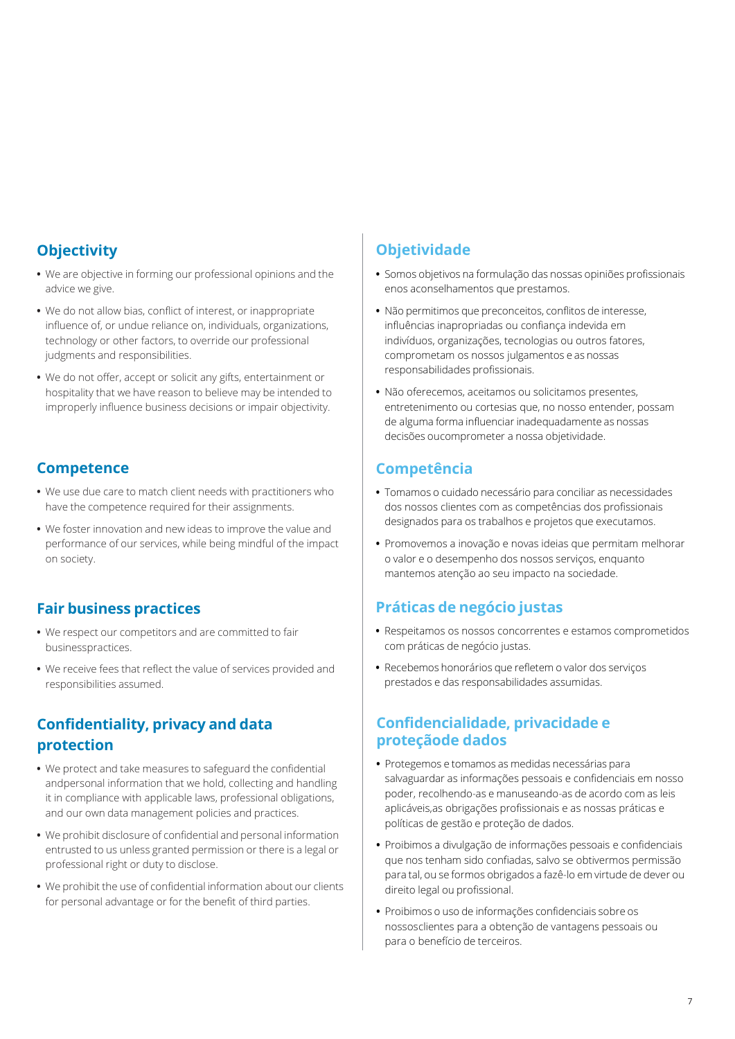## Objectivity

- We are objective in forming our professional opinions and the advice we give.
- We do not allow bias, conflict of interest, or inappropriate influence of, or undue reliance on, individuals, organizations, technology or other factors, to override our professional judgments and responsibilities.
- We do not offer, accept or solicit any gifts, entertainment or hospitality that we have reason to believe may be intended to improperly influence business decisions or impair objectivity.

## Competence

- We use due care to match client needs with practitioners who have the competence required for their assignments.
- We foster innovation and new ideas to improve the value and performance of our services, while being mindful of the impact on society.

## Fair business practices

- We respect our competitors and are committed to fair businesspractices.
- We receive fees that reflect the value of services provided and responsibilities assumed.

## Confidentiality, privacy and data protection

- We protect and take measures to safeguard the confidential andpersonal information that we hold, collecting and handling it in compliance with applicable laws, professional obligations, and our own data management policies and practices.
- We prohibit disclosure of confidential and personal information entrusted to us unless granted permission or there is a legal or professional right or duty to disclose.
- We prohibit the use of confidential information about our clients for personal advantage or for the benefit of third parties.

## Objetividade

- Somos objetivos na formulação das nossas opiniões profissionais enos aconselhamentos que prestamos.
- Não permitimos que preconceitos, conflitos de interesse, influências inapropriadas ou confiança indevida em indivíduos, organizações, tecnologias ou outros fatores, comprometam os nossos julgamentos e as nossas responsabilidades profissionais.
- Não oferecemos, aceitamos ou solicitamos presentes, entretenimento ou cortesias que, no nosso entender, possam de alguma forma influenciar inadequadamente as nossas decisões oucomprometer a nossa objetividade.

## Competência

- Tomamos o cuidado necessário para conciliar as necessidades dos nossos clientes com as competências dos profissionais designados para os trabalhos e projetos que executamos.
- Promovemos a inovação e novas ideias que permitam melhorar o valor e o desempenho dos nossos serviços, enquanto mantemos atenção ao seu impacto na sociedade.

## Práticas de negócio justas

- Respeitamos os nossos concorrentes e estamos comprometidos com práticas de negócio justas.
- Recebemos honorários que refletem o valor dos serviços prestados e das responsabilidades assumidas.

## Confidencialidade, privacidade e proteçãode dados

- Protegemos e tomamos as medidas necessárias para salvaguardar as informações pessoais e confidenciais em nosso poder, recolhendo-as e manuseando-as de acordo com as leis aplicáveis,as obrigações profissionais e as nossas práticas e políticas de gestão e proteção de dados.
- Proibimos a divulgação de informações pessoais e confidenciais que nos tenham sido confiadas, salvo se obtivermos permissão para tal, ou se formos obrigados a fazê-lo em virtude de dever ou direito legal ou profissional.
- Proibimos o uso de informações confidenciais sobre os nossosclientes para a obtenção de vantagens pessoais ou para o benefício de terceiros.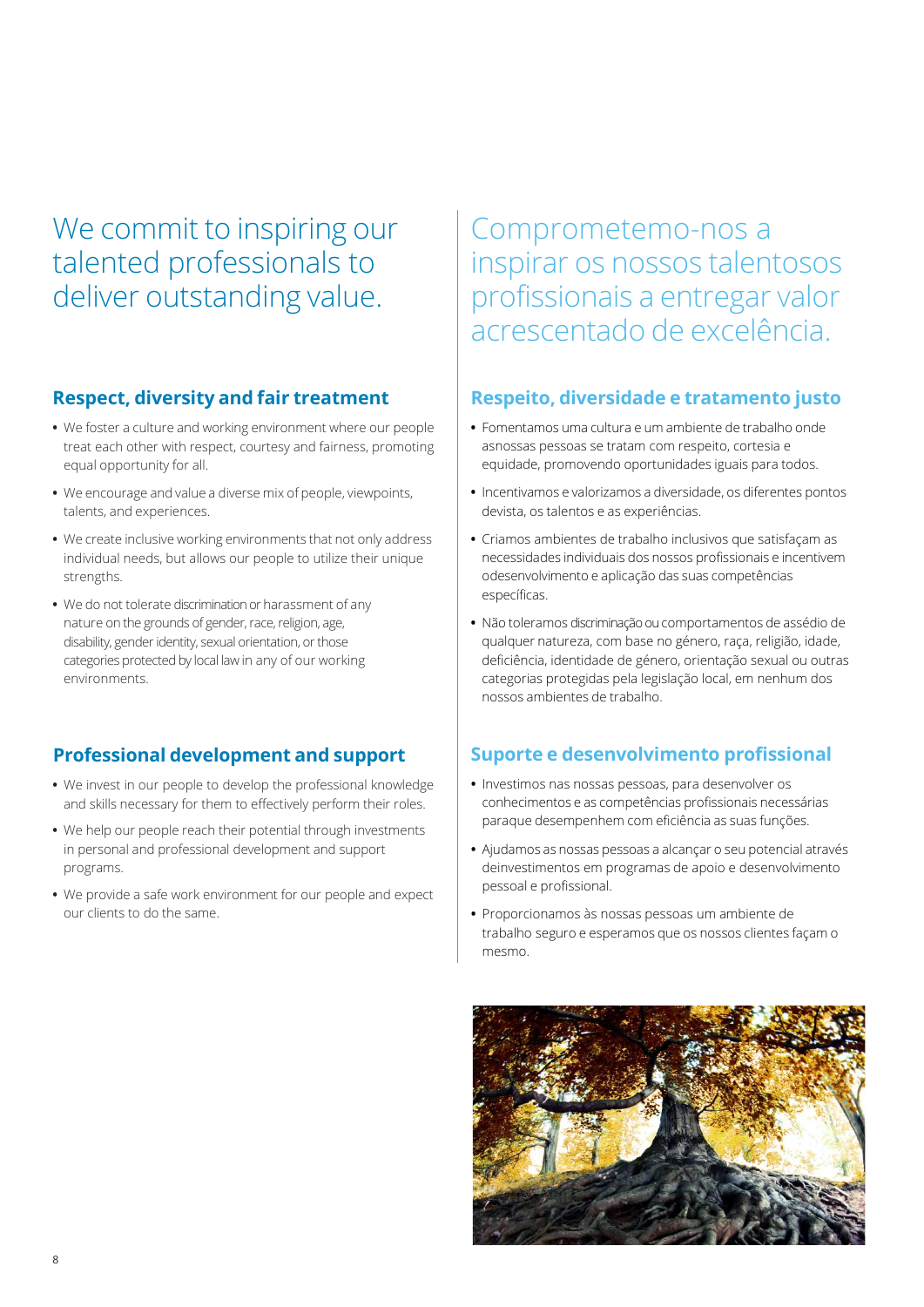# We commit to inspiring our talented professionals to deliver outstanding value.

## Respect, diversity and fair treatment

- We foster a culture and working environment where our people treat each other with respect, courtesy and fairness, promoting equal opportunity for all.
- We encourage and value a diverse mix of people, viewpoints, talents, and experiences.
- We create inclusive working environments that not only address individual needs, but allows our people to utilize their unique strengths.
- We do not tolerate discrimination or harassment of any nature on the grounds of gender, race, religion, age, disability, gender identity, sexual orientation, or those categories protected by local law in any of our working environments.

## Professional development and support

- We invest in our people to develop the professional knowledge and skills necessary for them to effectively perform their roles.
- We help our people reach their potential through investments in personal and professional development and support programs.
- We provide a safe work environment for our people and expect our clients to do the same.

# Comprometemo-nos a inspirar os nossos talentosos profissionais a entregar valor acrescentado de excelência.

## Respeito, diversidade e tratamento justo

- Fomentamos uma cultura e um ambiente de trabalho onde asnossas pessoas se tratam com respeito, cortesia e equidade, promovendo oportunidades iguais para todos.
- Incentivamos e valorizamos a diversidade, os diferentes pontos devista, os talentos e as experiências.
- Criamos ambientes de trabalho inclusivos que satisfaçam as necessidades individuais dos nossos profissionais e incentivem odesenvolvimento e aplicação das suas competências específicas.
- Não toleramos discriminação ou comportamentos de assédio de qualquer natureza, com base no género, raça, religião, idade, deficiência, identidade de género, orientação sexual ou outras categorias protegidas pela legislação local, em nenhum dos nossos ambientes de trabalho.

## Suporte e desenvolvimento profissional

- Investimos nas nossas pessoas, para desenvolver os conhecimentos e as competências profissionais necessárias paraque desempenhem com eficiência as suas funções.
- Ajudamos as nossas pessoas a alcançar o seu potencial através deinvestimentos em programas de apoio e desenvolvimento pessoal e profissional.
- Proporcionamos às nossas pessoas um ambiente de trabalho seguro e esperamos que os nossos clientes façam o mesmo.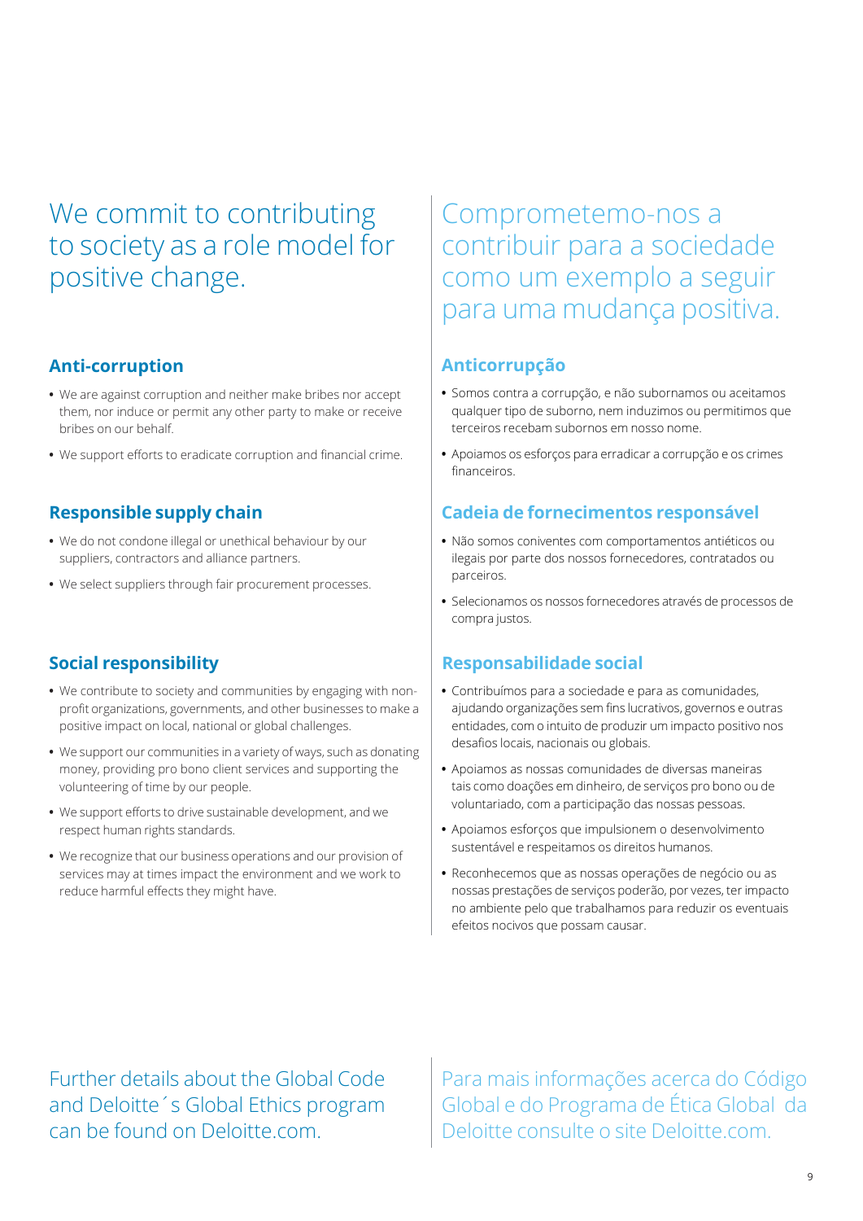# We commit to contributing to society as a role model for positive change.

## Anti-corruption

- We are against corruption and neither make bribes nor accept them, nor induce or permit any other party to make or receive bribes on our behalf.
- We support efforts to eradicate corruption and financial crime.

## Responsible supply chain

- We do not condone illegal or unethical behaviour by our suppliers, contractors and alliance partners.
- We select suppliers through fair procurement processes.

## Social responsibility

- We contribute to society and communities by engaging with non-profit organizations, governments, and other businesses to make a positive impact on local, national or global challenges.
- We support our communities in a variety of ways, such as donating money, providing pro bono client services and supporting the volunteering of time by our people.
- We support efforts to drive sustainable development, and we respect human rights standards.
- We recognize that our business operations and our provision of services may at times impact the environment and we work to reduce harmful effects they might have.

# Comprometemo-nos a contribuir para a sociedade como um exemplo a seguir para uma mudança positiva.

## Anticorrupção

- Somos contra a corrupção, e não subornamos ou aceitamos qualquer tipo de suborno, nem induzimos ou permitimos que terceiros recebam subornos em nosso nome.
- Apoiamos os esforços para erradicar a corrupção e os crimes financeiros.

## Cadeia de fornecimentos responsável

- Não somos coniventes com comportamentos antiéticos ou ilegais por parte dos nossos fornecedores, contratados ou parceiros.
- Selecionamos os nossos fornecedores através de processos de compra justos.

## Responsabilidade social

- Contribuímos para a sociedade e para as comunidades, ajudando organizações sem fins lucrativos, governos e outras entidades, com o intuito de produzir um impacto positivo nos desafios locais, nacionais ou globais.
- Apoiamos as nossas comunidades de diversas maneiras tais como doações em dinheiro, de serviços pro bono ou de voluntariado, com a participação das nossas pessoas.
- Apoiamos esforços que impulsionem o desenvolvimento sustentável e respeitamos os direitos humanos.
- Reconhecemos que as nossas operações de negócio ou as nossas prestações de serviços poderão, por vezes, ter impacto no ambiente pelo que trabalhamos para reduzir os eventuais efeitos nocivos que possam causar.

Further details about the Global Code and Deloitte´s Global Ethics program can be found on Deloitte.com.

Para mais informações acerca do Código Global e do Programa de Ética Global da Deloitte consulte o site Deloitte.com.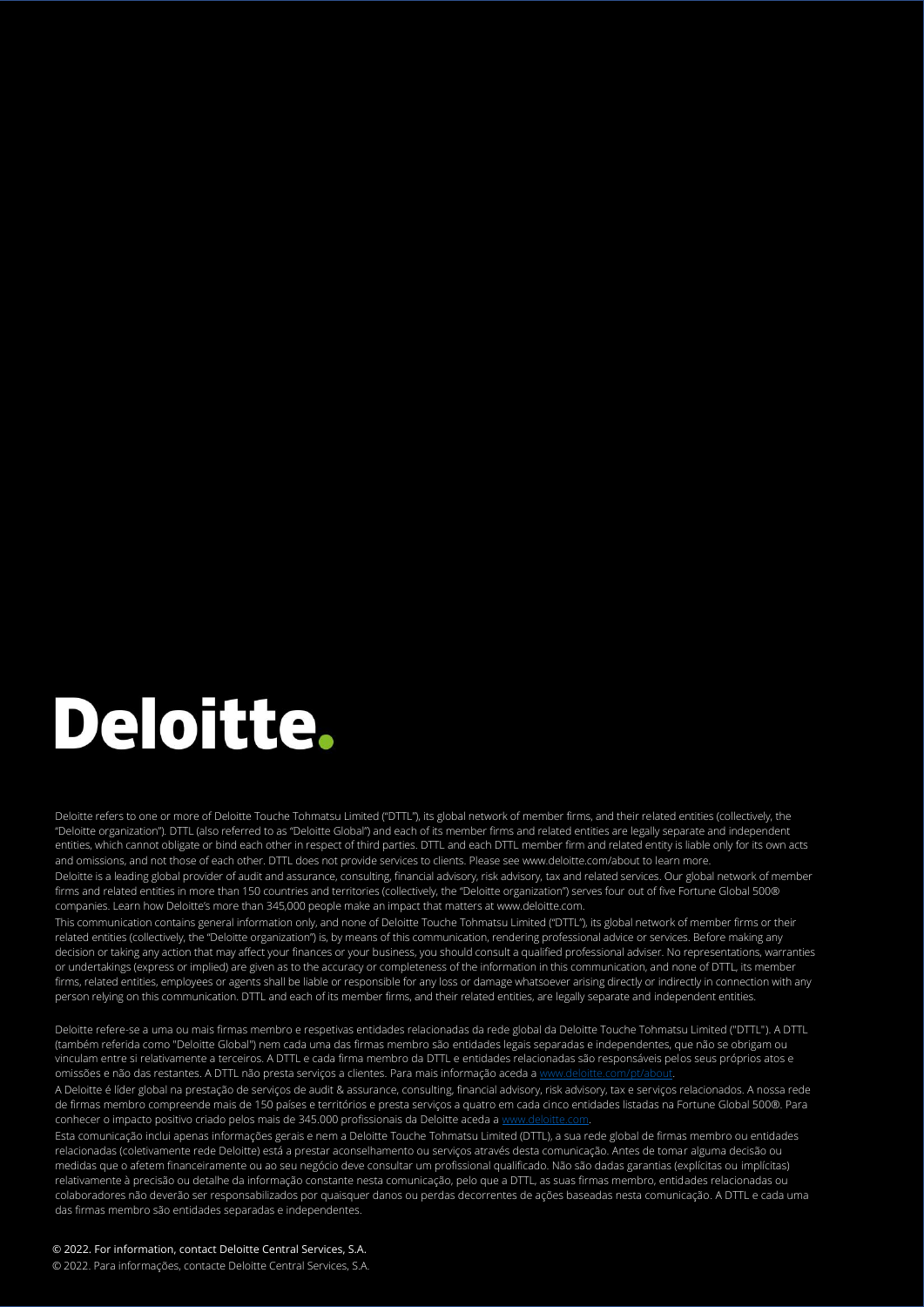# Deloitte.

Deloitte refers to one or more of Deloitte Touche Tohmatsu Limited ("DTTL"), its global network of member firms, and their related entities (collectively, the "Deloitte organization"). DTTL (also referred to as "Deloitte Global") and each of its member firms and related entities are legally separate and independent entities, which cannot obligate or bind each other in respect of third parties. DTTL and each DTTL member firm and related entity is liable only for its own acts and omissions, and not those of each other. DTTL does not provide services to clients. Please see www.deloitte.com/about to learn more.

Deloitte is a leading global provider of audit and assurance, consulting, financial advisory, risk advisory, tax and related services. Our global network of member firms and related entities in more than 150 countries and territories (collectively, the "Deloitte organization") serves four out of five Fortune Global 500® companies. Learn how Deloitte's more than 345,000 people make an impact that matters at www.deloitte.com.

This communication contains general information only, and none of Deloitte Touche Tohmatsu Limited ("DTTL"), its global network of member firms or their related entities (collectively, the "Deloitte organization") is, by means of this communication, rendering professional advice or services. Before making any decision or taking any action that may affect your finances or your business, you should consult a qualified professional adviser. No representations, warranties or undertakings (express or implied) are given as to the accuracy or completeness of the information in this communication, and none of DTTL, its member firms, related entities, employees or agents shall be liable or responsible for any loss or damage whatsoever arising directly or indirectly in connection with any person relying on this communication. DTTL and each of its member firms, and their related entities, are legally separate and independent entities.

Deloitte refere-se a uma ou mais firmas membro e respetivas entidades relacionadas da rede global da Deloitte Touche Tohmatsu Limited ("DTTL"). A DTTL (também referida como "Deloitte Global") nem cada uma das firmas membro são entidades legais separadas e independentes, que não se obrigam ou vinculam entre si relativamente a terceiros. A DTTL e cada firma membro da DTTL e entidades relacionadas são responsáveis pelos seus próprios atos e omissões e não das restantes. A DTTL não presta serviços a clientes. Para mais informação aceda a www.deloitte.com/pt/about.

A Deloitte é líder global na prestação de serviços de audit & assurance, consulting, financial advisory, risk advisory, tax e serviços relacionados. A nossa rede de firmas membro compreende mais de 150 países e territórios e presta serviços a quatro em cada cinco entidades listadas na Fortune Global 500®. Para conhecer o impacto positivo criado pelos mais de 345.000 profissionais da Deloitte aceda a www.deloitte.com.

Esta comunicação inclui apenas informações gerais e nem a Deloitte Touche Tohmatsu Limited (DTTL), a sua rede global de firmas membro ou entidades relacionadas (coletivamente rede Deloitte) está a prestar aconselhamento ou serviços através desta comunicação. Antes de tomar alguma decisão ou medidas que o afetem financeiramente ou ao seu negócio deve consultar um profissional qualificado. Não são dadas garantias (explícitas ou implícitas) relativamente à precisão ou detalhe da informação constante nesta comunicação, pelo que a DTTL, as suas firmas membro, entidades relacionadas ou colaboradores não deverão ser responsabilizados por quaisquer danos ou perdas decorrentes de ações baseadas nesta comunicação. A DTTL e cada uma das firmas membro são entidades separadas e independentes.

© 2022. For information, contact Deloitte Central Services, S.A.

© 2022. Para informações, contacte Deloitte Central Services, S.A.